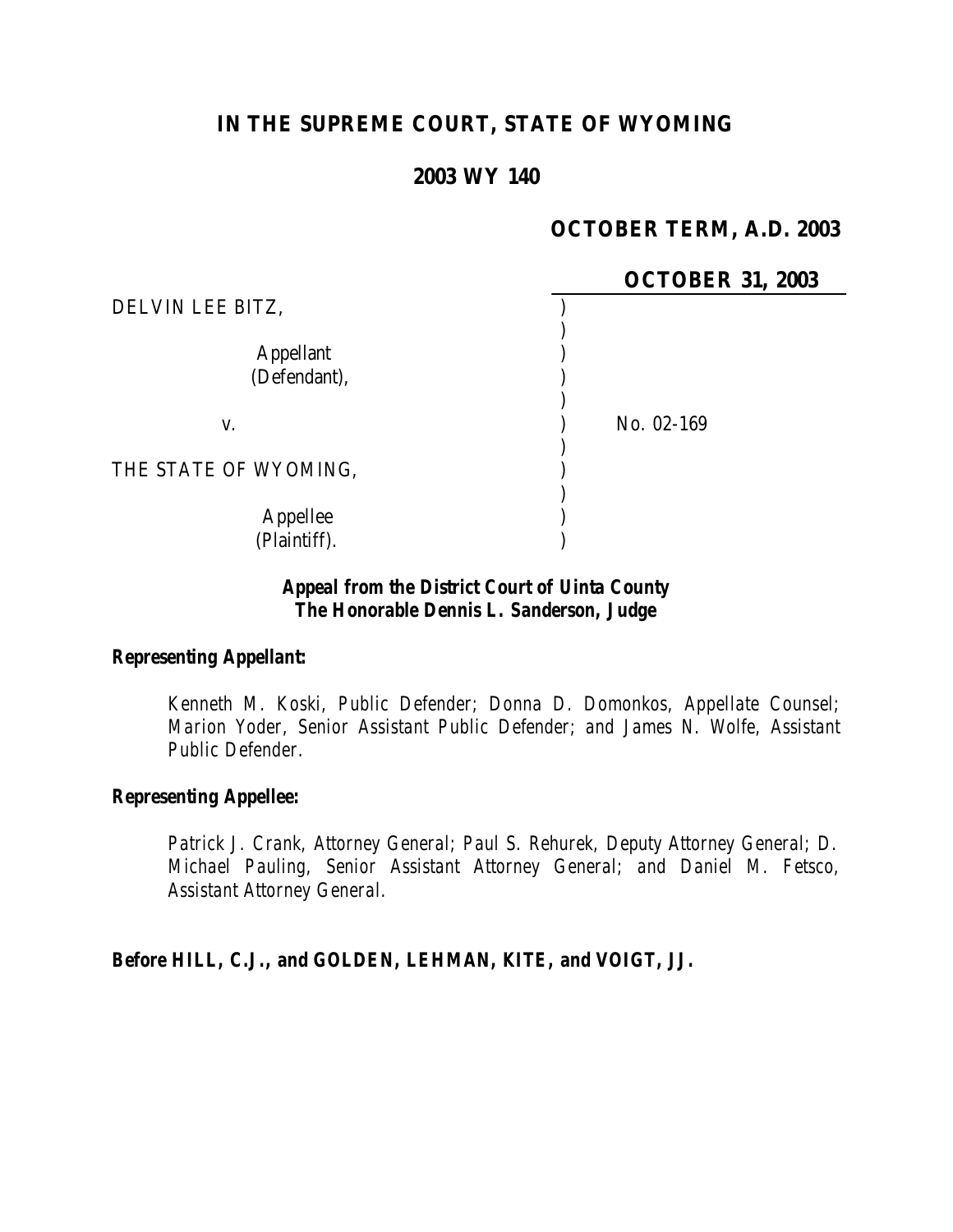# IN THE SUPREME COURT, STATE OF WYOMING

## 2003 WY 140

**OCTOBER TERM, A.D. 2003**

**OCTOBER 31, 2003**

DELVIN LEE BITZ,

Appellant (Defendant),

v.

No. 02-169

THE STATE OF WYOMING,

Appellee (Plaintiff).

***Appeal from the District Court of Uinta County***
***The Honorable Dennis L. Sanderson, Judge***

***Representing Appellant:***

*Kenneth M. Koski, Public Defender; Donna D. Domonkos, Appellate Counsel; Marion Yoder, Senior Assistant Public Defender; and James N. Wolfe, Assistant Public Defender.*

***Representing Appellee:***

*Patrick J. Crank, Attorney General; Paul S. Rehurek, Deputy Attorney General; D. Michael Pauling, Senior Assistant Attorney General; and Daniel M. Fetsco, Assistant Attorney General.*

***Before HILL, C.J., and GOLDEN, LEHMAN, KITE, and VOIGT, JJ.***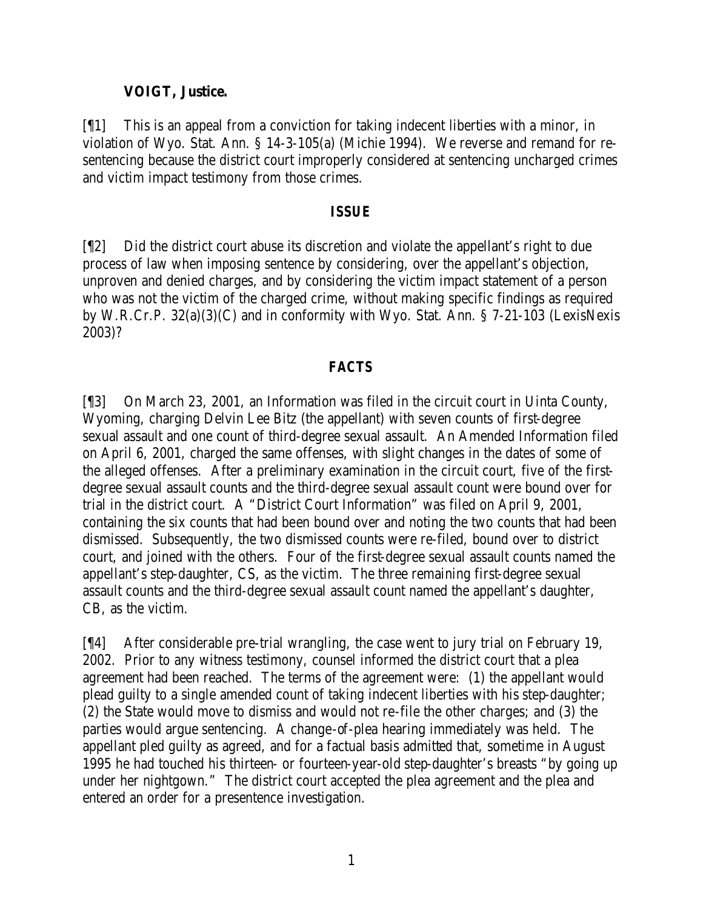**VOIGT, Justice.**

[¶1] This is an appeal from a conviction for taking indecent liberties with a minor, in violation of Wyo. Stat. Ann. § 14-3-105(a) (Michie 1994). We reverse and remand for re-sentencing because the district court improperly considered at sentencing uncharged crimes and victim impact testimony from those crimes.

## ISSUE

[¶2] Did the district court abuse its discretion and violate the appellant's right to due process of law when imposing sentence by considering, over the appellant's objection, unproven and denied charges, and by considering the victim impact statement of a person who was not the victim of the charged crime, without making specific findings as required by W.R.Cr.P. 32(a)(3)(C) and in conformity with Wyo. Stat. Ann. § 7-21-103 (LexisNexis 2003)?

## FACTS

[¶3] On March 23, 2001, an Information was filed in the circuit court in Uinta County, Wyoming, charging Delvin Lee Bitz (the appellant) with seven counts of first-degree sexual assault and one count of third-degree sexual assault. An Amended Information filed on April 6, 2001, charged the same offenses, with slight changes in the dates of some of the alleged offenses. After a preliminary examination in the circuit court, five of the first-degree sexual assault counts and the third-degree sexual assault count were bound over for trial in the district court. A "District Court Information" was filed on April 9, 2001, containing the six counts that had been bound over and noting the two counts that had been dismissed. Subsequently, the two dismissed counts were re-filed, bound over to district court, and joined with the others. Four of the first-degree sexual assault counts named the appellant's step-daughter, CS, as the victim. The three remaining first-degree sexual assault counts and the third-degree sexual assault count named the appellant's daughter, CB, as the victim.

[¶4] After considerable pre-trial wrangling, the case went to jury trial on February 19, 2002. Prior to any witness testimony, counsel informed the district court that a plea agreement had been reached. The terms of the agreement were: (1) the appellant would plead guilty to a single amended count of taking indecent liberties with his step-daughter; (2) the State would move to dismiss and would not re-file the other charges; and (3) the parties would argue sentencing. A change-of-plea hearing immediately was held. The appellant pled guilty as agreed, and for a factual basis admitted that, sometime in August 1995 he had touched his thirteen- or fourteen-year-old step-daughter's breasts "by going up under her nightgown." The district court accepted the plea agreement and the plea and entered an order for a presentence investigation.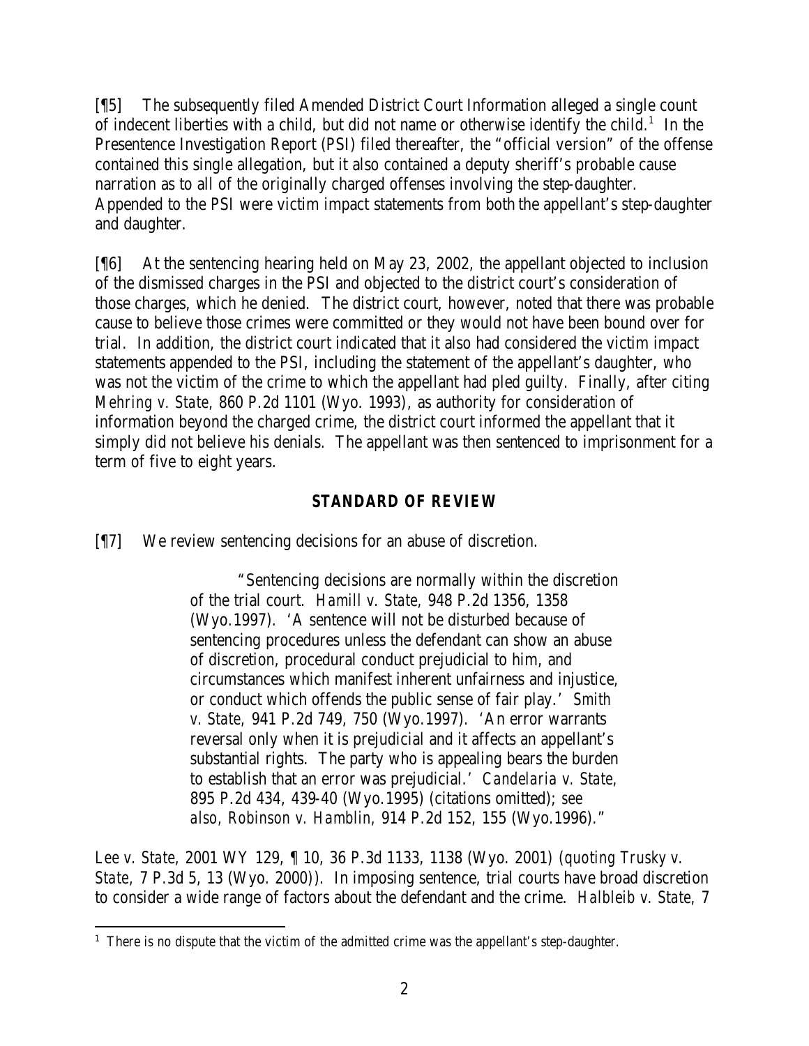[¶5] The subsequently filed Amended District Court Information alleged a single count of indecent liberties with a child, but did not name or otherwise identify the child.[1] In the Presentence Investigation Report (PSI) filed thereafter, the "official version" of the offense contained this single allegation, but it also contained a deputy sheriff's probable cause narration as to all of the originally charged offenses involving the step-daughter. Appended to the PSI were victim impact statements from both the appellant's step-daughter and daughter.

[¶6] At the sentencing hearing held on May 23, 2002, the appellant objected to inclusion of the dismissed charges in the PSI and objected to the district court's consideration of those charges, which he denied. The district court, however, noted that there was probable cause to believe those crimes were committed or they would not have been bound over for trial. In addition, the district court indicated that it also had considered the victim impact statements appended to the PSI, including the statement of the appellant's daughter, who was not the victim of the crime to which the appellant had pled guilty. Finally, after citing *Mehring v. State*, 860 P.2d 1101 (Wyo. 1993), as authority for consideration of information beyond the charged crime, the district court informed the appellant that it simply did not believe his denials. The appellant was then sentenced to imprisonment for a term of five to eight years.

## STANDARD OF REVIEW

[¶7] We review sentencing decisions for an abuse of discretion.

> "Sentencing decisions are normally within the discretion of the trial court. *Hamill v. State*, 948 P.2d 1356, 1358 (Wyo.1997). 'A sentence will not be disturbed because of sentencing procedures unless the defendant can show an abuse of discretion, procedural conduct prejudicial to him, and circumstances which manifest inherent unfairness and injustice, or conduct which offends the public sense of fair play.' *Smith v. State*, 941 P.2d 749, 750 (Wyo.1997). 'An error warrants reversal only when it is prejudicial and it affects an appellant's substantial rights. The party who is appealing bears the burden to establish that an error was prejudicial.' *Candelaria v. State*, 895 P.2d 434, 439-40 (Wyo.1995) (citations omitted); *see also*, *Robinson v. Hamblin*, 914 P.2d 152, 155 (Wyo.1996)."

*Lee v. State*, 2001 WY 129, ¶ 10, 36 P.3d 1133, 1138 (Wyo. 2001) (*quoting Trusky v. State*, 7 P.3d 5, 13 (Wyo. 2000)). In imposing sentence, trial courts have broad discretion to consider a wide range of factors about the defendant and the crime. *Halbleib v. State*, 7

[1] There is no dispute that the victim of the admitted crime was the appellant's step-daughter.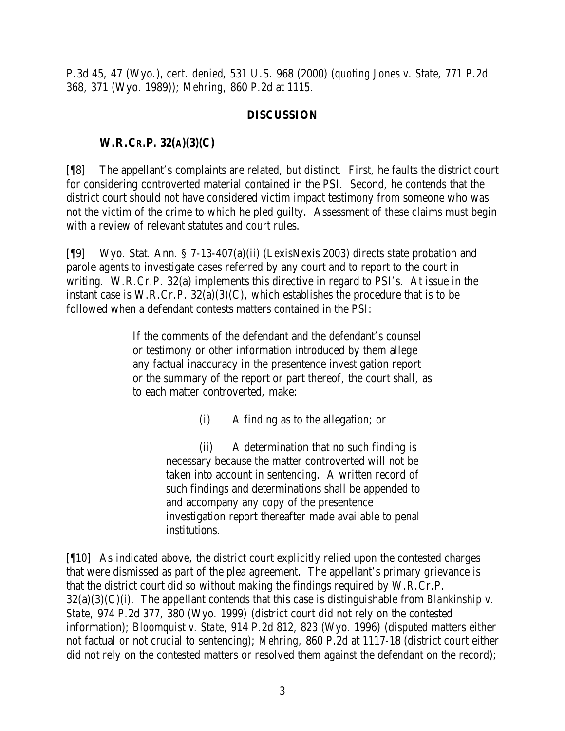P.3d 45, 47 (Wyo.), *cert. denied*, 531 U.S. 968 (2000) (*quoting Jones v. State*, 771 P.2d 368, 371 (Wyo. 1989)); *Mehring*, 860 P.2d at 1115.

## DISCUSSION

### W.R.Cr.P. 32(a)(3)(C)

[¶8] The appellant's complaints are related, but distinct. First, he faults the district court for considering controverted material contained in the PSI. Second, he contends that the district court should not have considered victim impact testimony from someone who was not the victim of the crime to which he pled guilty. Assessment of these claims must begin with a review of relevant statutes and court rules.

[¶9] Wyo. Stat. Ann. § 7-13-407(a)(ii) (LexisNexis 2003) directs state probation and parole agents to investigate cases referred by any court and to report to the court in writing. W.R.Cr.P. 32(a) implements this directive in regard to PSI's. At issue in the instant case is W.R.Cr.P. 32(a)(3)(C), which establishes the procedure that is to be followed when a defendant contests matters contained in the PSI:

> If the comments of the defendant and the defendant's counsel or testimony or other information introduced by them allege any factual inaccuracy in the presentence investigation report or the summary of the report or part thereof, the court shall, as to each matter controverted, make:
>
> (i) A finding as to the allegation; or
>
> (ii) A determination that no such finding is necessary because the matter controverted will not be taken into account in sentencing. A written record of such findings and determinations shall be appended to and accompany any copy of the presentence investigation report thereafter made available to penal institutions.

[¶10] As indicated above, the district court explicitly relied upon the contested charges that were dismissed as part of the plea agreement. The appellant's primary grievance is that the district court did so without making the findings required by W.R.Cr.P. 32(a)(3)(C)(i). The appellant contends that this case is distinguishable from *Blankinship v. State*, 974 P.2d 377, 380 (Wyo. 1999) (district court did not rely on the contested information); *Bloomquist v. State*, 914 P.2d 812, 823 (Wyo. 1996) (disputed matters either not factual or not crucial to sentencing); *Mehring*, 860 P.2d at 1117-18 (district court either did not rely on the contested matters or resolved them against the defendant on the record);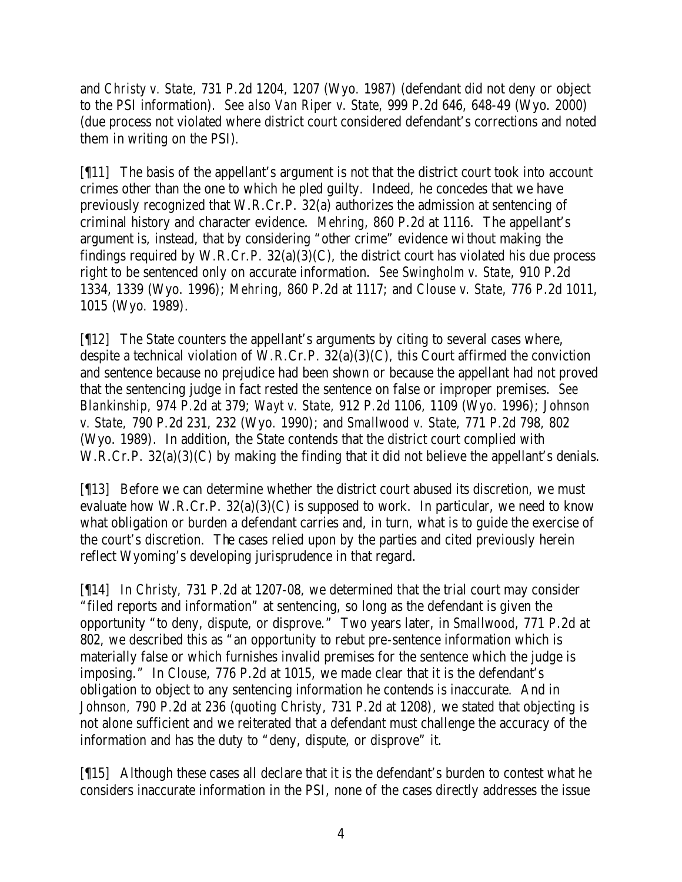and *Christy v. State*, 731 P.2d 1204, 1207 (Wyo. 1987) (defendant did not deny or object to the PSI information). *See also Van Riper v. State*, 999 P.2d 646, 648-49 (Wyo. 2000) (due process not violated where district court considered defendant's corrections and noted them in writing on the PSI).

[¶11] The basis of the appellant's argument is not that the district court took into account crimes other than the one to which he pled guilty. Indeed, he concedes that we have previously recognized that W.R.Cr.P. 32(a) authorizes the admission at sentencing of criminal history and character evidence. *Mehring*, 860 P.2d at 1116. The appellant's argument is, instead, that by considering "other crime" evidence without making the findings required by W.R.Cr.P. 32(a)(3)(C), the district court has violated his due process right to be sentenced only on accurate information. *See Swingholm v. State*, 910 P.2d 1334, 1339 (Wyo. 1996); *Mehring*, 860 P.2d at 1117; and *Clouse v. State*, 776 P.2d 1011, 1015 (Wyo. 1989).

[¶12] The State counters the appellant's arguments by citing to several cases where, despite a technical violation of W.R.Cr.P. 32(a)(3)(C), this Court affirmed the conviction and sentence because no prejudice had been shown or because the appellant had not proved that the sentencing judge in fact rested the sentence on false or improper premises. *See Blankinship*, 974 P.2d at 379; *Wayt v. State*, 912 P.2d 1106, 1109 (Wyo. 1996); *Johnson v. State*, 790 P.2d 231, 232 (Wyo. 1990); and *Smallwood v. State*, 771 P.2d 798, 802 (Wyo. 1989). In addition, the State contends that the district court complied with W.R.Cr.P. 32(a)(3)(C) by making the finding that it did not believe the appellant's denials.

[¶13] Before we can determine whether the district court abused its discretion, we must evaluate how W.R.Cr.P. 32(a)(3)(C) is supposed to work. In particular, we need to know what obligation or burden a defendant carries and, in turn, what is to guide the exercise of the court's discretion. The cases relied upon by the parties and cited previously herein reflect Wyoming's developing jurisprudence in that regard.

[¶14] In *Christy*, 731 P.2d at 1207-08, we determined that the trial court may consider "filed reports and information" at sentencing, so long as the defendant is given the opportunity "to deny, dispute, or disprove." Two years later, in *Smallwood*, 771 P.2d at 802, we described this as "an opportunity to rebut pre-sentence information which is materially false or which furnishes invalid premises for the sentence which the judge is imposing." In *Clouse*, 776 P.2d at 1015, we made clear that it is the defendant's obligation to object to any sentencing information he contends is inaccurate. And in *Johnson*, 790 P.2d at 236 (*quoting Christy*, 731 P.2d at 1208), we stated that objecting is not alone sufficient and we reiterated that a defendant must challenge the accuracy of the information and has the duty to "deny, dispute, or disprove" it.

[¶15] Although these cases all declare that it is the defendant's burden to contest what he considers inaccurate information in the PSI, none of the cases directly addresses the issue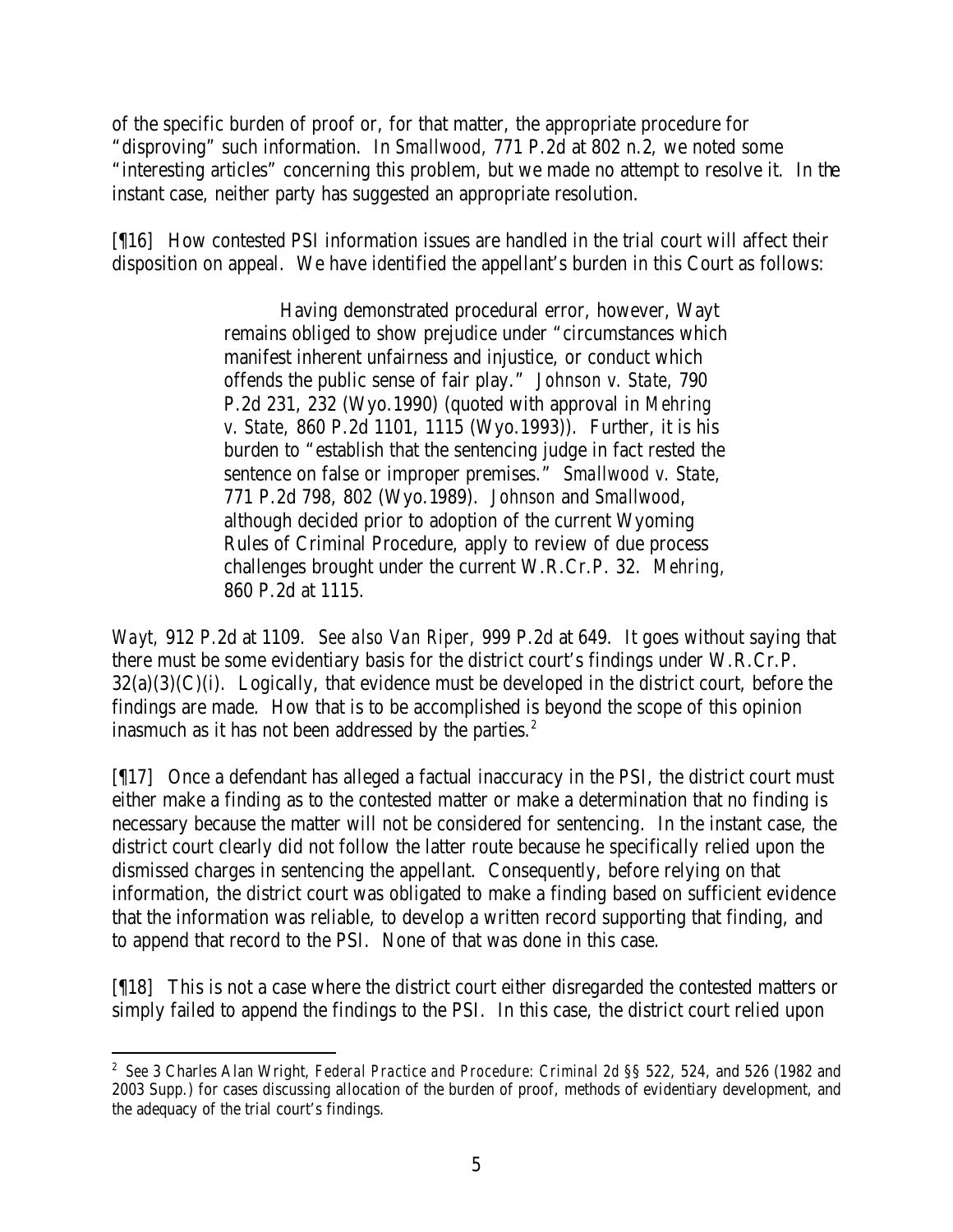of the specific burden of proof or, for that matter, the appropriate procedure for "disproving" such information. In *Smallwood*, 771 P.2d at 802 n.2, we noted some "interesting articles" concerning this problem, but we made no attempt to resolve it. In the instant case, neither party has suggested an appropriate resolution.

[¶16] How contested PSI information issues are handled in the trial court will affect their disposition on appeal. We have identified the appellant's burden in this Court as follows:

> Having demonstrated procedural error, however, Wayt remains obliged to show prejudice under "circumstances which manifest inherent unfairness and injustice, or conduct which offends the public sense of fair play." *Johnson v. State*, 790 P.2d 231, 232 (Wyo.1990) (quoted with approval in *Mehring v. State*, 860 P.2d 1101, 1115 (Wyo.1993)). Further, it is his burden to "establish that the sentencing judge in fact rested the sentence on false or improper premises." *Smallwood v. State*, 771 P.2d 798, 802 (Wyo.1989). *Johnson* and *Smallwood*, although decided prior to adoption of the current Wyoming Rules of Criminal Procedure, apply to review of due process challenges brought under the current W.R.Cr.P. 32. *Mehring*, 860 P.2d at 1115.

*Wayt*, 912 P.2d at 1109. *See also Van Riper*, 999 P.2d at 649. It goes without saying that there must be some evidentiary basis for the district court's findings under W.R.Cr.P. 32(a)(3)(C)(i). Logically, that evidence must be developed in the district court, before the findings are made. How that is to be accomplished is beyond the scope of this opinion inasmuch as it has not been addressed by the parties.[2]

[¶17] Once a defendant has alleged a factual inaccuracy in the PSI, the district court must either make a finding as to the contested matter or make a determination that no finding is necessary because the matter will not be considered for sentencing. In the instant case, the district court clearly did not follow the latter route because he specifically relied upon the dismissed charges in sentencing the appellant. Consequently, before relying on that information, the district court was obligated to make a finding based on sufficient evidence that the information was reliable, to develop a written record supporting that finding, and to append that record to the PSI. None of that was done in this case.

[¶18] This is not a case where the district court either disregarded the contested matters or simply failed to append the findings to the PSI. In this case, the district court relied upon

---

[2] *See* 3 Charles Alan Wright, *Federal Practice and Procedure: Criminal 2d* §§ 522, 524, and 526 (1982 and 2003 Supp.) for cases discussing allocation of the burden of proof, methods of evidentiary development, and the adequacy of the trial court's findings.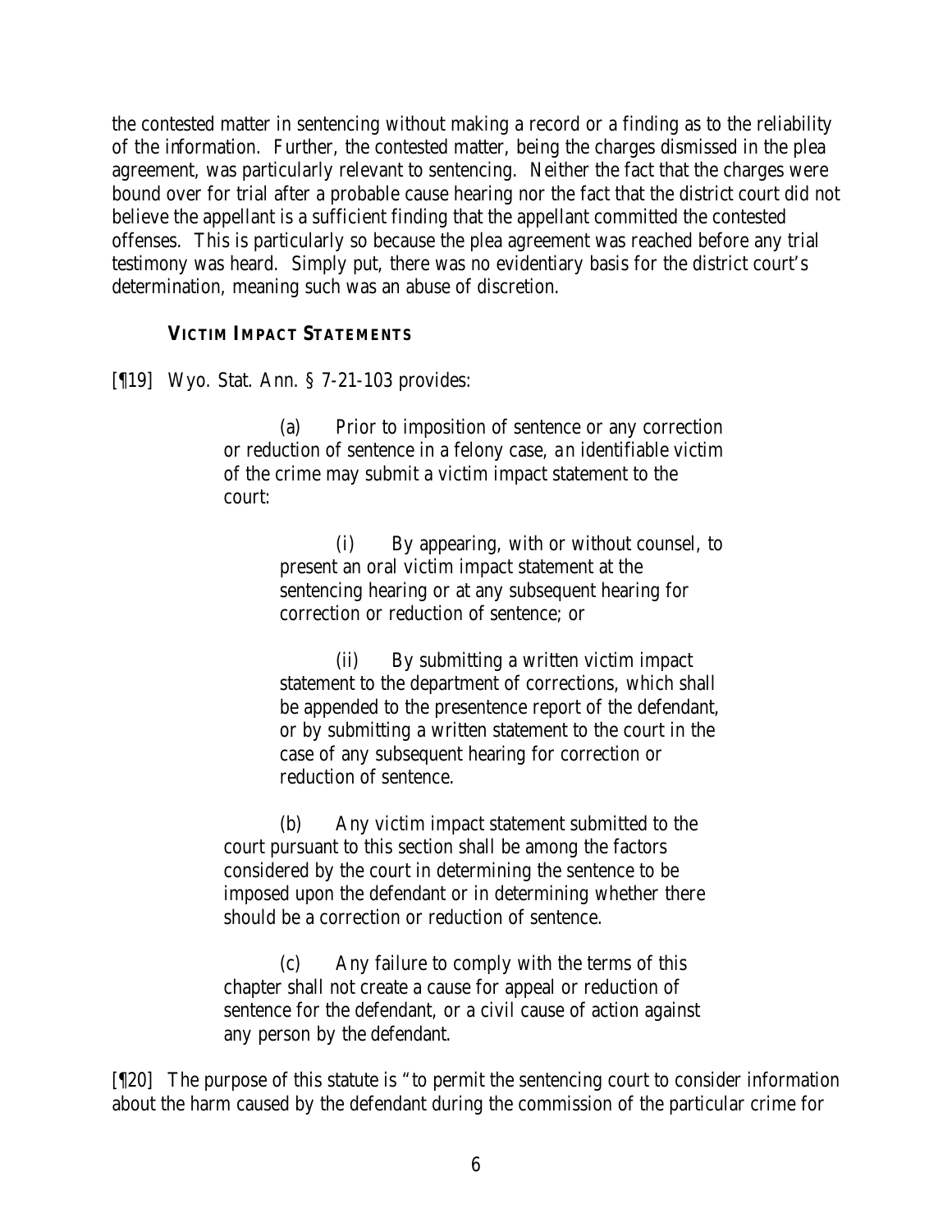the contested matter in sentencing without making a record or a finding as to the reliability of the information. Further, the contested matter, being the charges dismissed in the plea agreement, was particularly relevant to sentencing. Neither the fact that the charges were bound over for trial after a probable cause hearing nor the fact that the district court did not believe the appellant is a sufficient finding that the appellant committed the contested offenses. This is particularly so because the plea agreement was reached before any trial testimony was heard. Simply put, there was no evidentiary basis for the district court's determination, meaning such was an abuse of discretion.

### VICTIM IMPACT STATEMENTS

[¶19] Wyo. Stat. Ann. § 7-21-103 provides:

> (a) Prior to imposition of sentence or any correction or reduction of sentence in a felony case, an identifiable victim of the crime may submit a victim impact statement to the court:
>
> > (i) By appearing, with or without counsel, to present an oral victim impact statement at the sentencing hearing or at any subsequent hearing for correction or reduction of sentence; or
> >
> > (ii) By submitting a written victim impact statement to the department of corrections, which shall be appended to the presentence report of the defendant, or by submitting a written statement to the court in the case of any subsequent hearing for correction or reduction of sentence.
>
> (b) Any victim impact statement submitted to the court pursuant to this section shall be among the factors considered by the court in determining the sentence to be imposed upon the defendant or in determining whether there should be a correction or reduction of sentence.
>
> (c) Any failure to comply with the terms of this chapter shall not create a cause for appeal or reduction of sentence for the defendant, or a civil cause of action against any person by the defendant.

[¶20] The purpose of this statute is "to permit the sentencing court to consider information about the harm caused by the defendant during the commission of the particular crime for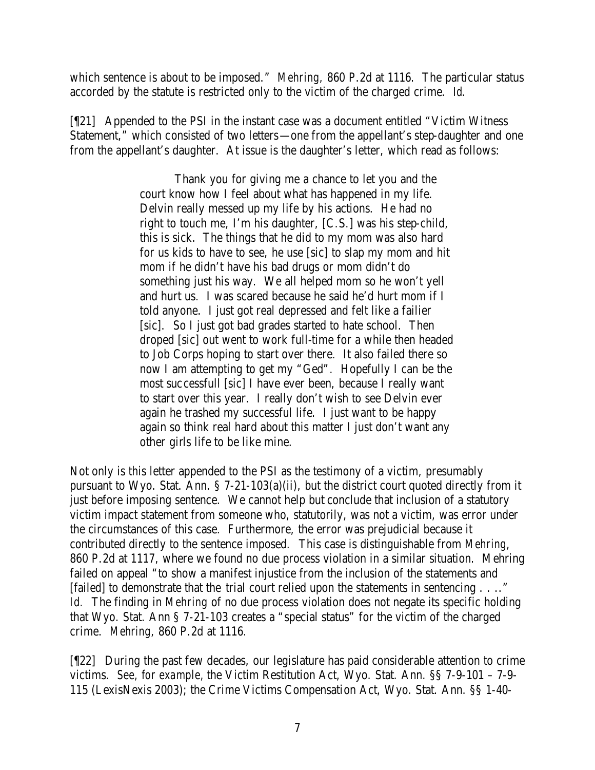which sentence is about to be imposed." *Mehring*, 860 P.2d at 1116. The particular status accorded by the statute is restricted only to the victim of the charged crime. *Id.*

[¶21] Appended to the PSI in the instant case was a document entitled "Victim Witness Statement," which consisted of two letters—one from the appellant's step-daughter and one from the appellant's daughter. At issue is the daughter's letter, which read as follows:

> Thank you for giving me a chance to let you and the court know how I feel about what has happened in my life. Delvin really messed up my life by his actions. He had no right to touch me, I'm his daughter, [C.S.] was his step-child, this is sick. The things that he did to my mom was also hard for us kids to have to see, he use [sic] to slap my mom and hit mom if he didn't have his bad drugs or mom didn't do something just his way. We all helped mom so he won't yell and hurt us. I was scared because he said he'd hurt mom if I told anyone. I just got real depressed and felt like a failier [sic]. So I just got bad grades started to hate school. Then droped [sic] out went to work full-time for a while then headed to Job Corps hoping to start over there. It also failed there so now I am attempting to get my "Ged". Hopefully I can be the most successfull [sic] I have ever been, because I really want to start over this year. I really don't wish to see Delvin ever again he trashed my successful life. I just want to be happy again so think real hard about this matter I just don't want any other girls life to be like mine.

Not only is this letter appended to the PSI as the testimony of a victim, presumably pursuant to Wyo. Stat. Ann. § 7-21-103(a)(ii), but the district court quoted directly from it just before imposing sentence. We cannot help but conclude that inclusion of a statutory victim impact statement from someone who, statutorily, was not a victim, was error under the circumstances of this case. Furthermore, the error was prejudicial because it contributed directly to the sentence imposed. This case is distinguishable from *Mehring*, 860 P.2d at 1117, where we found no due process violation in a similar situation. Mehring failed on appeal "to show a manifest injustice from the inclusion of the statements and [failed] to demonstrate that the trial court relied upon the statements in sentencing . . .." *Id.* The finding in *Mehring* of no due process violation does not negate its specific holding that Wyo. Stat. Ann § 7-21-103 creates a "special status" for the victim of the charged crime. *Mehring*, 860 P.2d at 1116.

[¶22] During the past few decades, our legislature has paid considerable attention to crime victims. *See, for example,* the Victim Restitution Act, Wyo. Stat. Ann. §§ 7-9-101 – 7-9-115 (LexisNexis 2003); the Crime Victims Compensation Act, Wyo. Stat. Ann. §§ 1-40-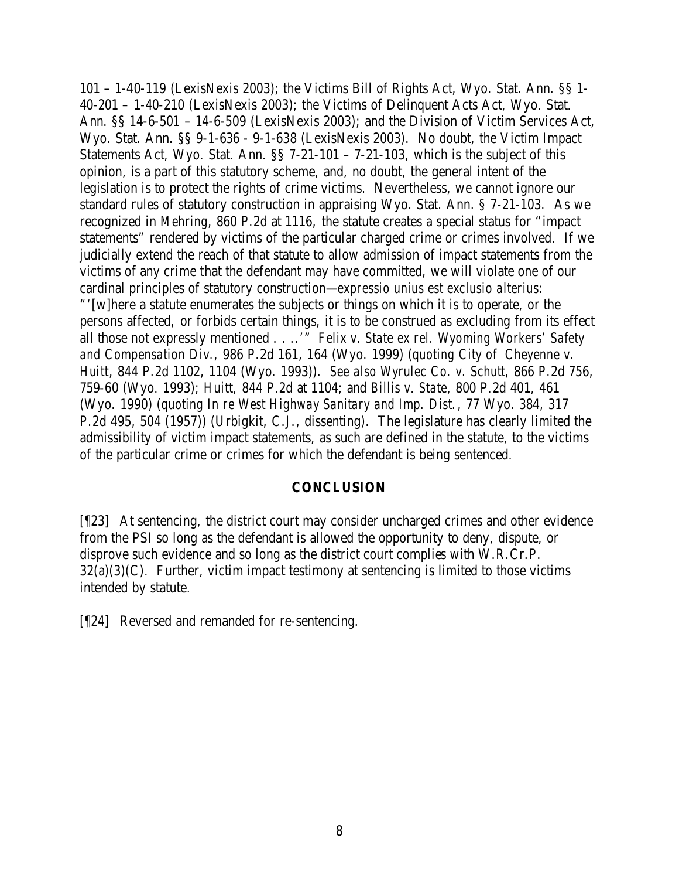101 – 1-40-119 (LexisNexis 2003); the Victims Bill of Rights Act, Wyo. Stat. Ann. §§ 1-40-201 – 1-40-210 (LexisNexis 2003); the Victims of Delinquent Acts Act, Wyo. Stat. Ann. §§ 14-6-501 – 14-6-509 (LexisNexis 2003); and the Division of Victim Services Act, Wyo. Stat. Ann. §§ 9-1-636 - 9-1-638 (LexisNexis 2003). No doubt, the Victim Impact Statements Act, Wyo. Stat. Ann. §§ 7-21-101 – 7-21-103, which is the subject of this opinion, is a part of this statutory scheme, and, no doubt, the general intent of the legislation is to protect the rights of crime victims. Nevertheless, we cannot ignore our standard rules of statutory construction in appraising Wyo. Stat. Ann. § 7-21-103. As we recognized in *Mehring*, 860 P.2d at 1116, the statute creates a special status for "impact statements" rendered by victims of the particular charged crime or crimes involved. If we judicially extend the reach of that statute to allow admission of impact statements from the victims of any crime that the defendant may have committed, we will violate one of our cardinal principles of statutory construction—*expressio unius est exclusio alterius*: "'[w]here a statute enumerates the subjects or things on which it is to operate, or the persons affected, or forbids certain things, it is to be construed as excluding from its effect all those not expressly mentioned . . ..'" *Felix v. State ex rel. Wyoming Workers' Safety and Compensation Div.*, 986 P.2d 161, 164 (Wyo. 1999) (*quoting City of Cheyenne v. Huitt*, 844 P.2d 1102, 1104 (Wyo. 1993)). *See also Wyrulec Co. v. Schutt*, 866 P.2d 756, 759-60 (Wyo. 1993); *Huitt*, 844 P.2d at 1104; and *Billis v. State*, 800 P.2d 401, 461 (Wyo. 1990) (*quoting In re West Highway Sanitary and Imp. Dist.*, 77 Wyo. 384, 317 P.2d 495, 504 (1957)) (Urbigkit, C.J., dissenting). The legislature has clearly limited the admissibility of victim impact statements, as such are defined in the statute, to the victims of the particular crime or crimes for which the defendant is being sentenced.

## CONCLUSION

[¶23] At sentencing, the district court may consider uncharged crimes and other evidence from the PSI so long as the defendant is allowed the opportunity to deny, dispute, or disprove such evidence and so long as the district court complies with W.R.Cr.P. 32(a)(3)(C). Further, victim impact testimony at sentencing is limited to those victims intended by statute.

[¶24] Reversed and remanded for re-sentencing.